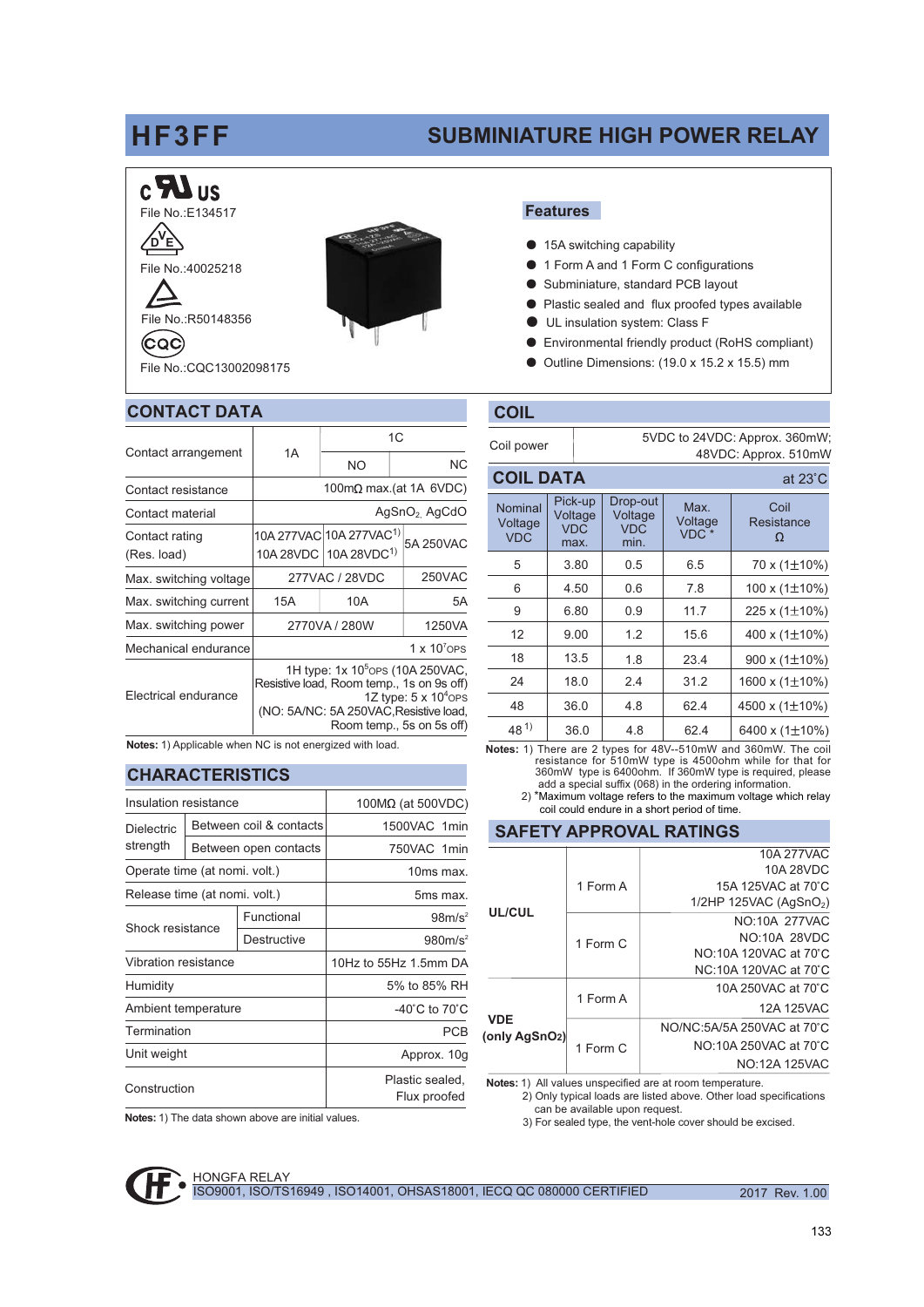# HF3FF

## SUBMINIATURE HIGH POWER RELAY

File No.:E134517

File No.:40025218

File No.:R50148356

File No.:CQC13002098175

### Features

- 15A switching capability
- 1 Form A and 1 Form C configurations
- Subminiature, standard PCB layout
- Plastic sealed and flux proofed types available
- UL insulation system: Class F
- Environmental friendly product (RoHS compliant)
- Outline Dimensions: (19.0 x 15.2 x 15.5) mm

## CONTACT DATA

| Contact arrangement | 1A | 1C NO | 1C NC |
|---|---|---|---|
| Contact resistance | 100mΩ max.(at 1A 6VDC) | | |
| Contact material | $AgSnO_2$, AgCdO | | |
| Contact rating (Res. load) | 10A 277VAC 10A 28VDC | 10A 277VAC[1) ] 10A 28VDC[1)] | 5A 250VAC |
| Max. switching voltage | 277VAC / 28VDC | | 250VAC |
| Max. switching current | 15A | 10A | 5A |
| Max. switching power | 2770VA / 280W | | 1250VA |
| Mechanical endurance | $1 \times 10^7$OPS | | |
| Electrical endurance | 1H type: $1 \times 10^5$OPS (10A 250VAC, Resistive load, Room temp., 1s on 9s off) 1Z type: $5 \times 10^4$OPS (NO: 5A/NC: 5A 250VAC,Resistive load, Room temp., 5s on 5s off) | | |

**Notes:** 1) Applicable when NC is not energized with load.

## CHARACTERISTICS

| | | |
|---|---|---|
| Insulation resistance | | 100MΩ (at 500VDC) |
| Dielectric strength | Between coil & contacts | 1500VAC 1min |
| | Between open contacts | 750VAC 1min |
| Operate time (at nomi. volt.) | | 10ms max. |
| Release time (at nomi. volt.) | | 5ms max. |
| Shock resistance | Functional | $98m/s^2$ |
| | Destructive | $980m/s^2$ |
| Vibration resistance | | 10Hz to 55Hz 1.5mm DA |
| Humidity | | 5% to 85% RH |
| Ambient temperature | | -40°C to 70°C |
| Termination | | PCB |
| Unit weight | | Approx. 10g |
| Construction | | Plastic sealed, Flux proofed |

**Notes:** 1) The data shown above are initial values.

## COIL

| Coil power | 5VDC to 24VDC: Approx. 360mW; 48VDC: Approx. 510mW |
|---|---|

## COIL DATA

at 23°C

| Nominal Voltage VDC | Pick-up Voltage VDC max. | Drop-out Voltage VDC min. | Max. Voltage VDC * | Coil Resistance Ω |
|---|---|---|---|---|
| 5 | 3.80 | 0.5 | 6.5 | 70 x (1±10%) |
| 6 | 4.50 | 0.6 | 7.8 | 100 x (1±10%) |
| 9 | 6.80 | 0.9 | 11.7 | 225 x (1±10%) |
| 12 | 9.00 | 1.2 | 15.6 | 400 x (1±10%) |
| 18 | 13.5 | 1.8 | 23.4 | 900 x (1±10%) |
| 24 | 18.0 | 2.4 | 31.2 | 1600 x (1±10%) |
| 48 | 36.0 | 4.8 | 62.4 | 4500 x (1±10%) |
| 48 [1)] | 36.0 | 4.8 | 62.4 | 6400 x (1±10%) |

**Notes:** 1) There are 2 types for 48V--510mW and 360mW. The coil resistance for 510mW type is 4500ohm while for that for 360mW type is 6400ohm. If 360mW type is required, please add a special suffix (068) in the ordering information.
2) *Maximum voltage refers to the maximum voltage which relay coil could endure in a short period of time.

## SAFETY APPROVAL RATINGS

| | | |
|---|---|---|
| UL/CUL | 1 Form A | 10A 277VAC<br>10A 28VDC<br>15A 125VAC at 70°C<br>1/2HP 125VAC ($AgSnO_2$) |
| | 1 Form C | NO:10A 277VAC<br>NO:10A 28VDC<br>NO:10A 120VAC at 70°C<br>NC:10A 120VAC at 70°C |
| VDE (only $AgSnO_2$) | 1 Form A | 10A 250VAC at 70°C<br>12A 125VAC |
| | 1 Form C | NO/NC:5A/5A 250VAC at 70°C<br>NO:10A 250VAC at 70°C<br>NO:12A 125VAC |

**Notes:** 1) All values unspecified are at room temperature.
2) Only typical loads are listed above. Other load specifications can be available upon request.
3) For sealed type, the vent-hole cover should be excised.

HONGFA RELAY
ISO9001, ISO/TS16949 , ISO14001, OHSAS18001, IECQ QC 080000 CERTIFIED
2017 Rev. 1.00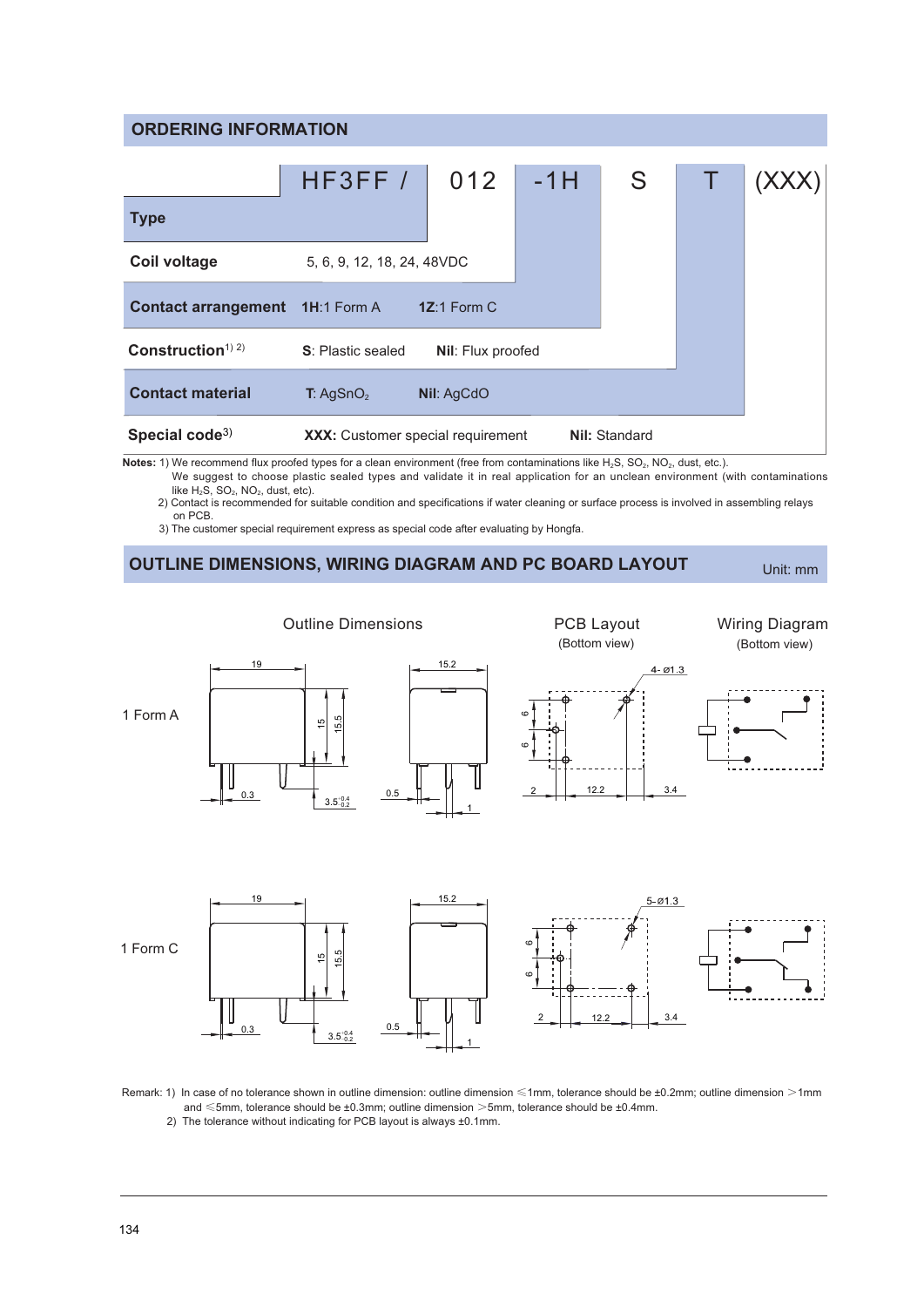## ORDERING INFORMATION

| HF3FF / | 012 | -1H | S | T | (XXX) |
|---|---|---|---|---|---|

| | | |
|---|---|---|
| **Type** | | |
| **Coil voltage** | 5, 6, 9, 12, 18, 24, 48VDC | |
| **Contact arrangement** | **1H**:1 Form A | **1Z**:1 Form C |
| **Construction**1) 2) | **S**: Plastic sealed | **Nil**: Flux proofed |
| **Contact material** | **T**: $AgSnO_2$ | **Nil**: AgCdO |
| **Special code**3) | **XXX:** Customer special requirement | **Nil:** Standard |

**Notes:** 1) We recommend flux proofed types for a clean environment (free from contaminations like $H_2S$, $SO_2$, $NO_2$, dust, etc.).
We suggest to choose plastic sealed types and validate it in real application for an unclean environment (with contaminations like $H_2S$, $SO_2$, $NO_2$, dust, etc).
2) Contact is recommended for suitable condition and specifications if water cleaning or surface process is involved in assembling relays on PCB.
3) The customer special requirement express as special code after evaluating by Hongfa.

## OUTLINE DIMENSIONS, WIRING DIAGRAM AND PC BOARD LAYOUT

Unit: mm

Outline Dimensions | PCB Layout (Bottom view) | Wiring Diagram (Bottom view)

1 Form A

1 Form C

Remark: 1) In case of no tolerance shown in outline dimension: outline dimension ≤1mm, tolerance should be ±0.2mm; outline dimension >1mm and ≤5mm, tolerance should be ±0.3mm; outline dimension >5mm, tolerance should be ±0.4mm.
2) The tolerance without indicating for PCB layout is always ±0.1mm.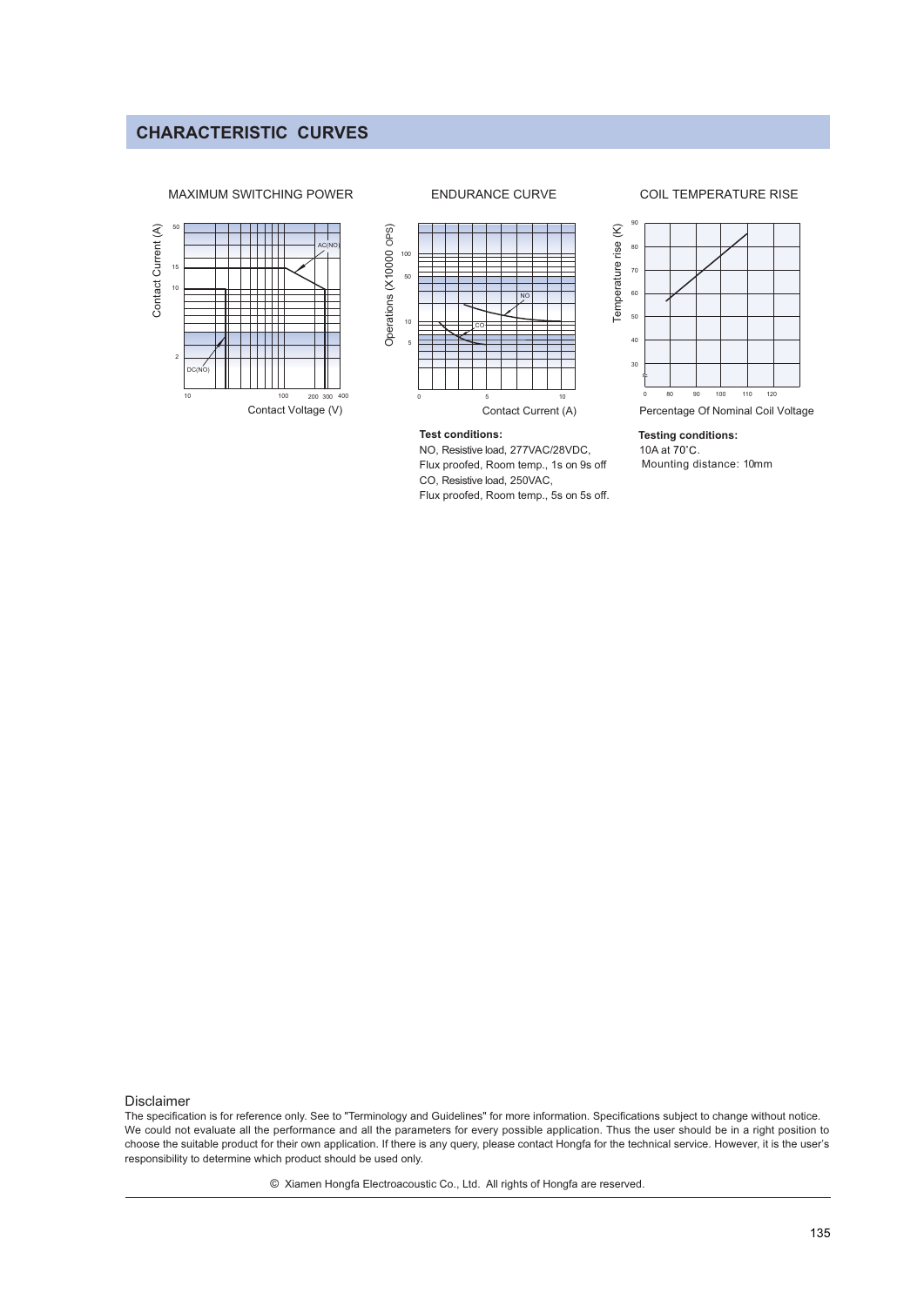## CHARACTERISTIC CURVES

MAXIMUM SWITCHING POWER

Contact Current (A)

50
15
10
2

AC(NO)
DC(NO)

10
100
200 300 400

Contact Voltage (V)

ENDURANCE CURVE

Operations (X10000 OPS)

100
50
10
5

NO
CO

0
5
10

Contact Current (A)

**Test conditions:**
NO, Resistive load, 277VAC/28VDC,
Flux proofed, Room temp., 1s on 9s off
CO, Resistive load, 250VAC,
Flux proofed, Room temp., 5s on 5s off.

COIL TEMPERATURE RISE

Temperature rise (K)

90
80
70
60
50
40
30

0
80
90
100
110
120

Percentage Of Nominal Coil Voltage

**Testing conditions:**
10A at 70°C.
Mounting distance: 10mm

Disclaimer

The specification is for reference only. See to "Terminology and Guidelines" for more information. Specifications subject to change without notice. We could not evaluate all the performance and all the parameters for every possible application. Thus the user should be in a right position to choose the suitable product for their own application. If there is any query, please contact Hongfa for the technical service. However, it is the user's responsibility to determine which product should be used only.

© Xiamen Hongfa Electroacoustic Co., Ltd. All rights of Hongfa are reserved.